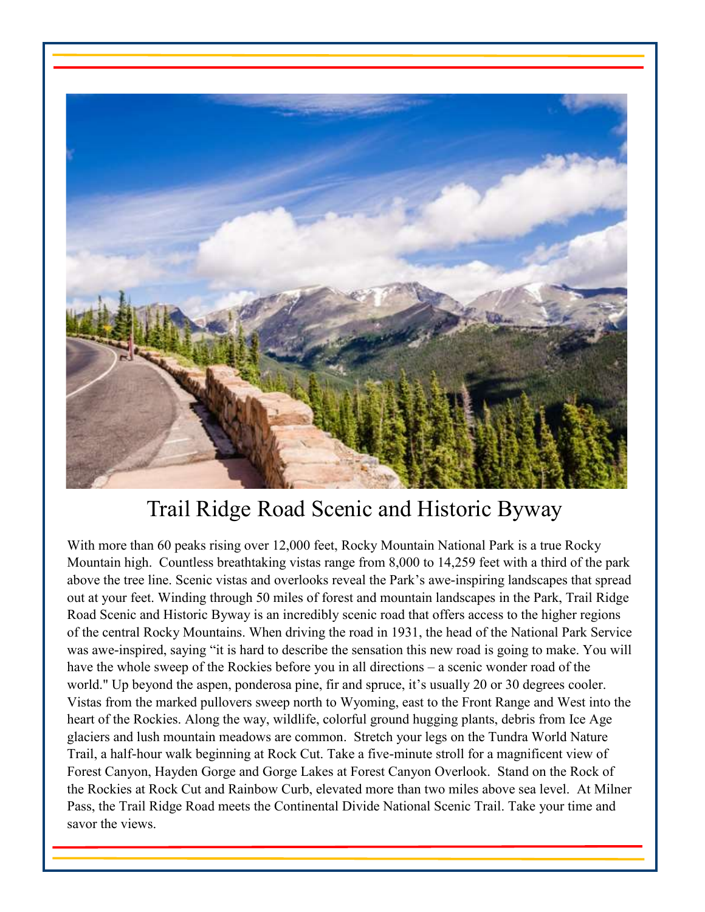# Trail Ridge Road Scenic and Historic Byway

With more than 60 peaks rising over 12,000 feet, Rocky Mountain National Park is a true Rocky Mountain high. Countless breathtaking vistas range from 8,000 to 14,259 feet with a third of the park above the tree line. Scenic vistas and overlooks reveal the Park's awe-inspiring landscapes that spread out at your feet. Winding through 50 miles of forest and mountain landscapes in the Park, Trail Ridge Road Scenic and Historic Byway is an incredibly scenic road that offers access to the higher regions of the central Rocky Mountains. When driving the road in 1931, the head of the National Park Service was awe-inspired, saying "it is hard to describe the sensation this new road is going to make. You will have the whole sweep of the Rockies before you in all directions – a scenic wonder road of the world." Up beyond the aspen, ponderosa pine, fir and spruce, it's usually 20 or 30 degrees cooler. Vistas from the marked pullovers sweep north to Wyoming, east to the Front Range and West into the heart of the Rockies. Along the way, wildlife, colorful ground hugging plants, debris from Ice Age glaciers and lush mountain meadows are common. Stretch your legs on the Tundra World Nature Trail, a half-hour walk beginning at Rock Cut. Take a five-minute stroll for a magnificent view of Forest Canyon, Hayden Gorge and Gorge Lakes at Forest Canyon Overlook. Stand on the Rock of the Rockies at Rock Cut and Rainbow Curb, elevated more than two miles above sea level. At Milner Pass, the Trail Ridge Road meets the Continental Divide National Scenic Trail. Take your time and savor the views.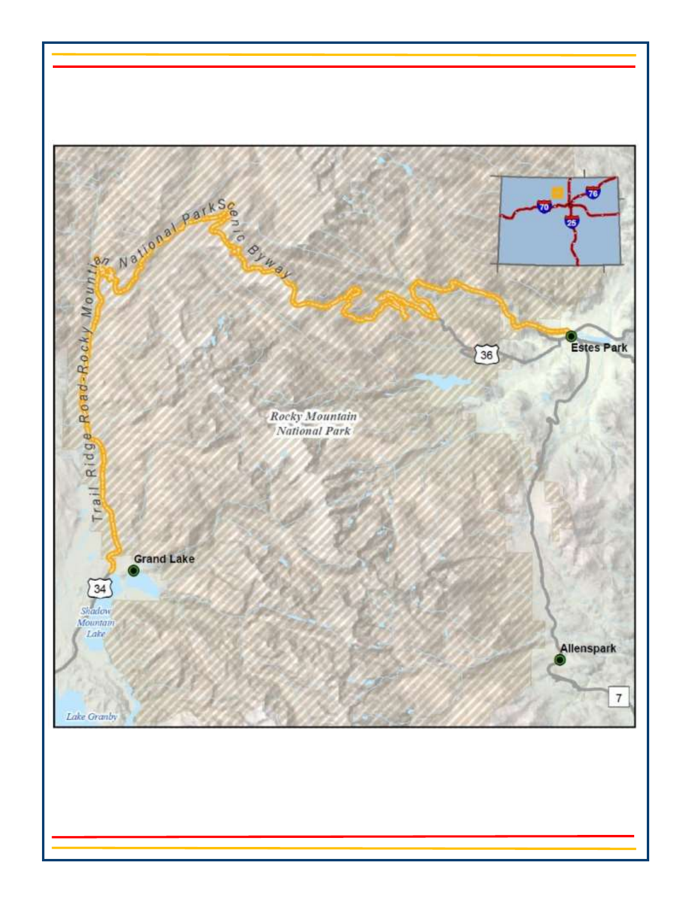Trail Ridge Road-Rocky Mountain National Park Scenic Byway

Rocky Mountain National Park

Grand Lake

Estes Park

Allenspark

Shadow Mountain Lake

Lake Granby

34

36

7

70

76

25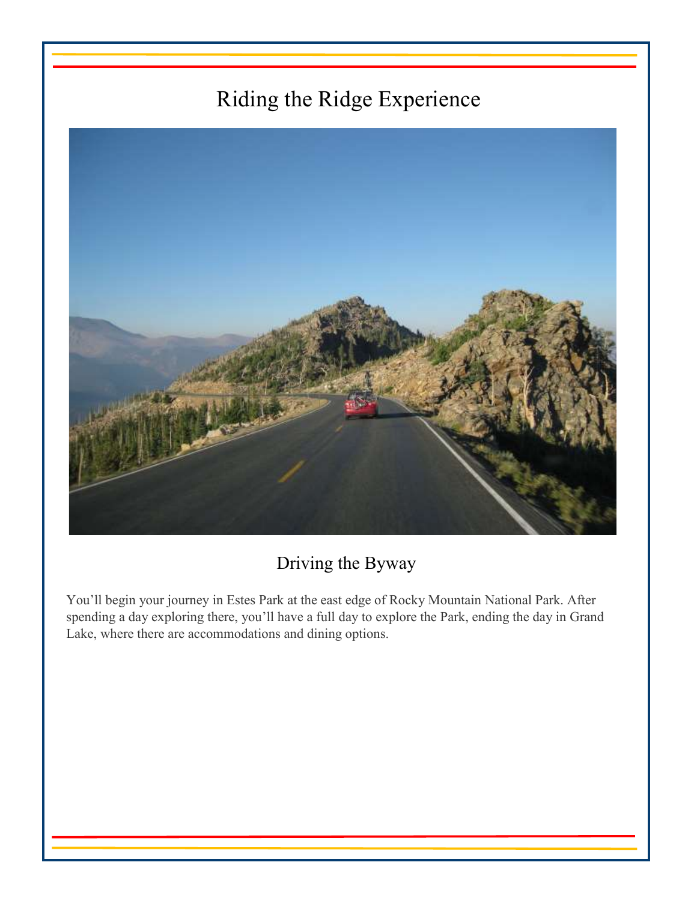# Riding the Ridge Experience

## Driving the Byway

You'll begin your journey in Estes Park at the east edge of Rocky Mountain National Park. After spending a day exploring there, you'll have a full day to explore the Park, ending the day in Grand Lake, where there are accommodations and dining options.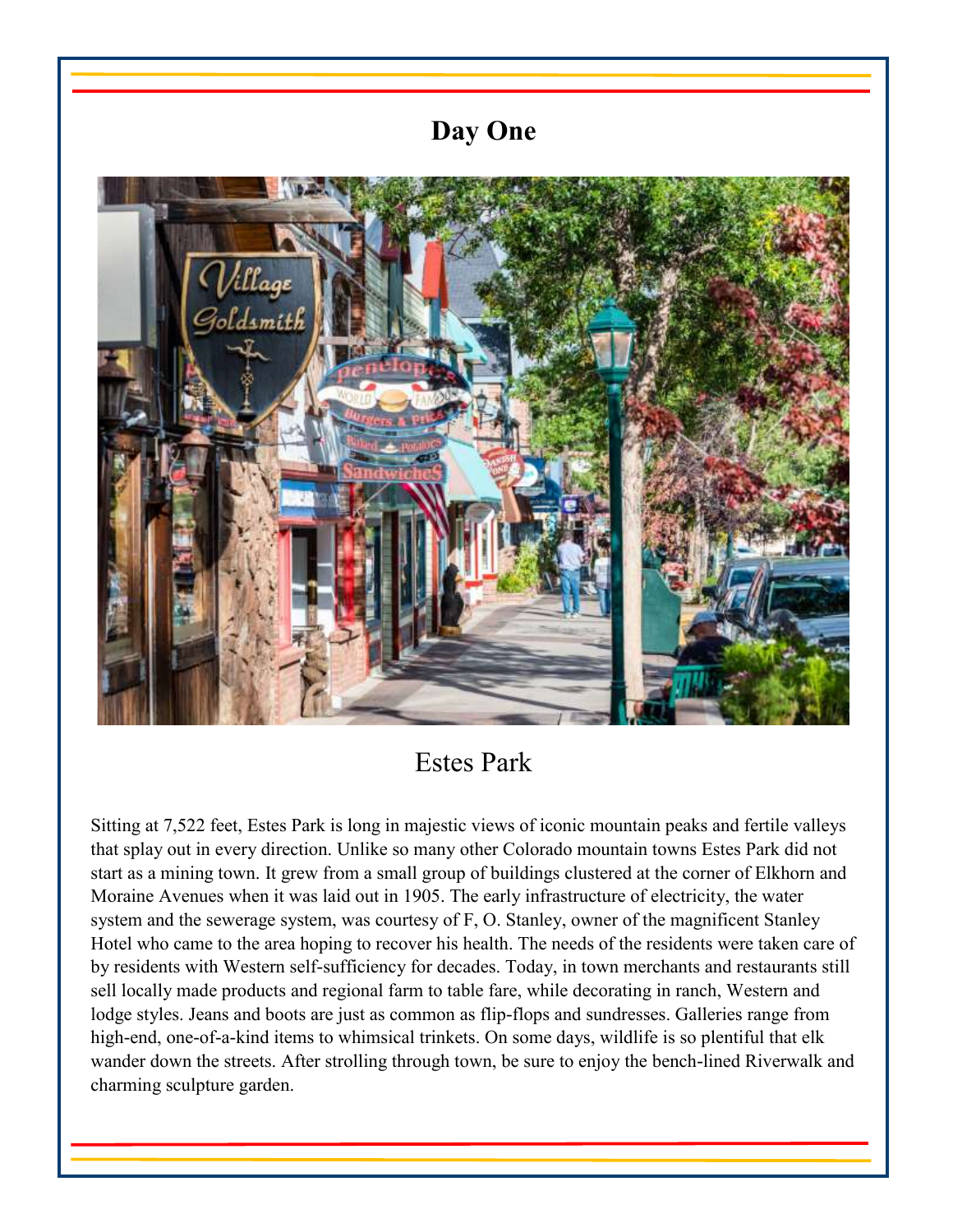# Day One

## Estes Park

Sitting at 7,522 feet, Estes Park is long in majestic views of iconic mountain peaks and fertile valleys that splay out in every direction. Unlike so many other Colorado mountain towns Estes Park did not start as a mining town. It grew from a small group of buildings clustered at the corner of Elkhorn and Moraine Avenues when it was laid out in 1905. The early infrastructure of electricity, the water system and the sewerage system, was courtesy of F, O. Stanley, owner of the magnificent Stanley Hotel who came to the area hoping to recover his health. The needs of the residents were taken care of by residents with Western self-sufficiency for decades. Today, in town merchants and restaurants still sell locally made products and regional farm to table fare, while decorating in ranch, Western and lodge styles. Jeans and boots are just as common as flip-flops and sundresses. Galleries range from high-end, one-of-a-kind items to whimsical trinkets. On some days, wildlife is so plentiful that elk wander down the streets. After strolling through town, be sure to enjoy the bench-lined Riverwalk and charming sculpture garden.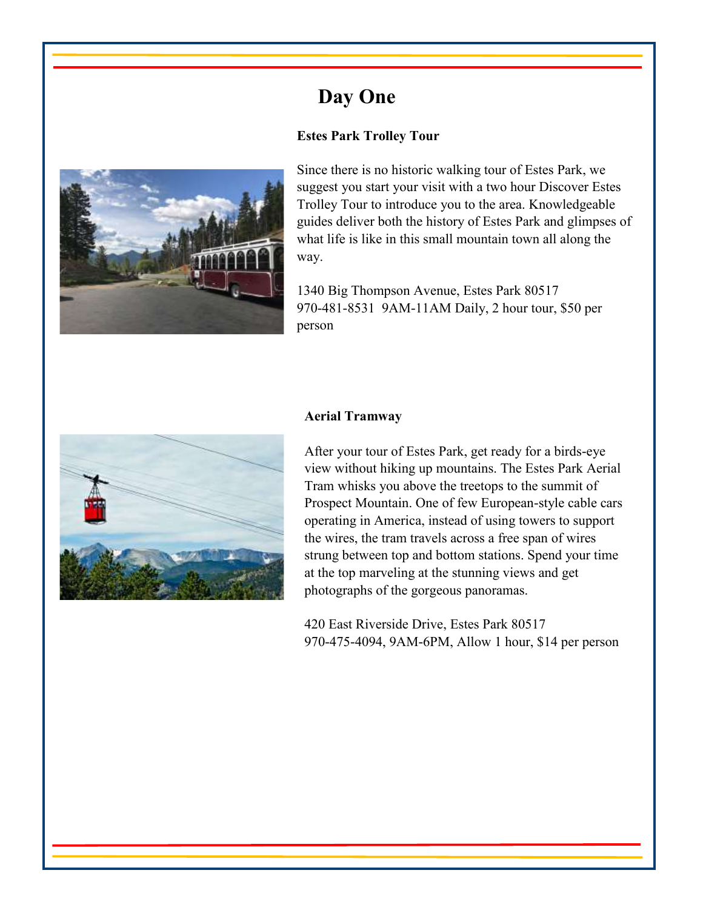# Day One

**Estes Park Trolley Tour**

Since there is no historic walking tour of Estes Park, we suggest you start your visit with a two hour Discover Estes Trolley Tour to introduce you to the area. Knowledgeable guides deliver both the history of Estes Park and glimpses of what life is like in this small mountain town all along the way.

1340 Big Thompson Avenue, Estes Park 80517
970-481-8531 9AM-11AM Daily, 2 hour tour, $50 per person

**Aerial Tramway**

After your tour of Estes Park, get ready for a birds-eye view without hiking up mountains. The Estes Park Aerial Tram whisks you above the treetops to the summit of Prospect Mountain. One of few European-style cable cars operating in America, instead of using towers to support the wires, the tram travels across a free span of wires strung between top and bottom stations. Spend your time at the top marveling at the stunning views and get photographs of the gorgeous panoramas.

420 East Riverside Drive, Estes Park 80517
970-475-4094, 9AM-6PM, Allow 1 hour, $14 per person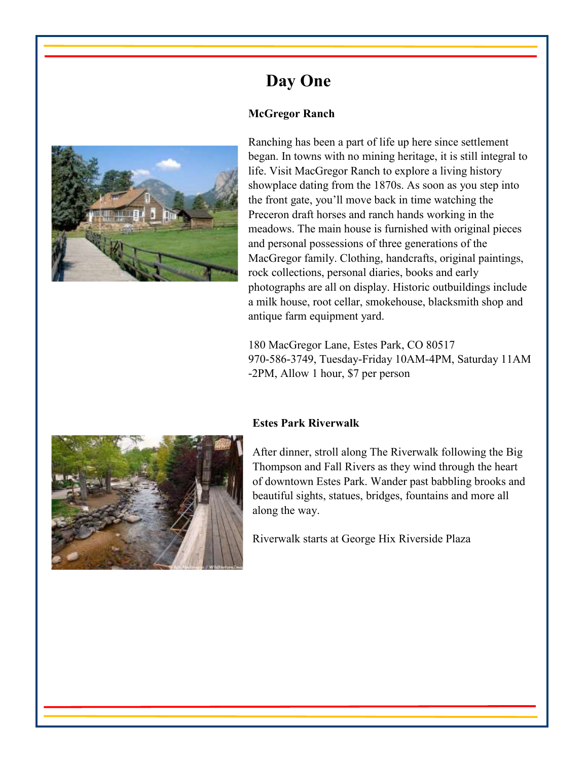# Day One

**McGregor Ranch**

Ranching has been a part of life up here since settlement began. In towns with no mining heritage, it is still integral to life. Visit MacGregor Ranch to explore a living history showplace dating from the 1870s. As soon as you step into the front gate, you'll move back in time watching the Preceron draft horses and ranch hands working in the meadows. The main house is furnished with original pieces and personal possessions of three generations of the MacGregor family. Clothing, handcrafts, original paintings, rock collections, personal diaries, books and early photographs are all on display. Historic outbuildings include a milk house, root cellar, smokehouse, blacksmith shop and antique farm equipment yard.

180 MacGregor Lane, Estes Park, CO 80517
970-586-3749, Tuesday-Friday 10AM-4PM, Saturday 11AM -2PM, Allow 1 hour, $7 per person

**Estes Park Riverwalk**

After dinner, stroll along The Riverwalk following the Big Thompson and Fall Rivers as they wind through the heart of downtown Estes Park. Wander past babbling brooks and beautiful sights, statues, bridges, fountains and more all along the way.

Riverwalk starts at George Hix Riverside Plaza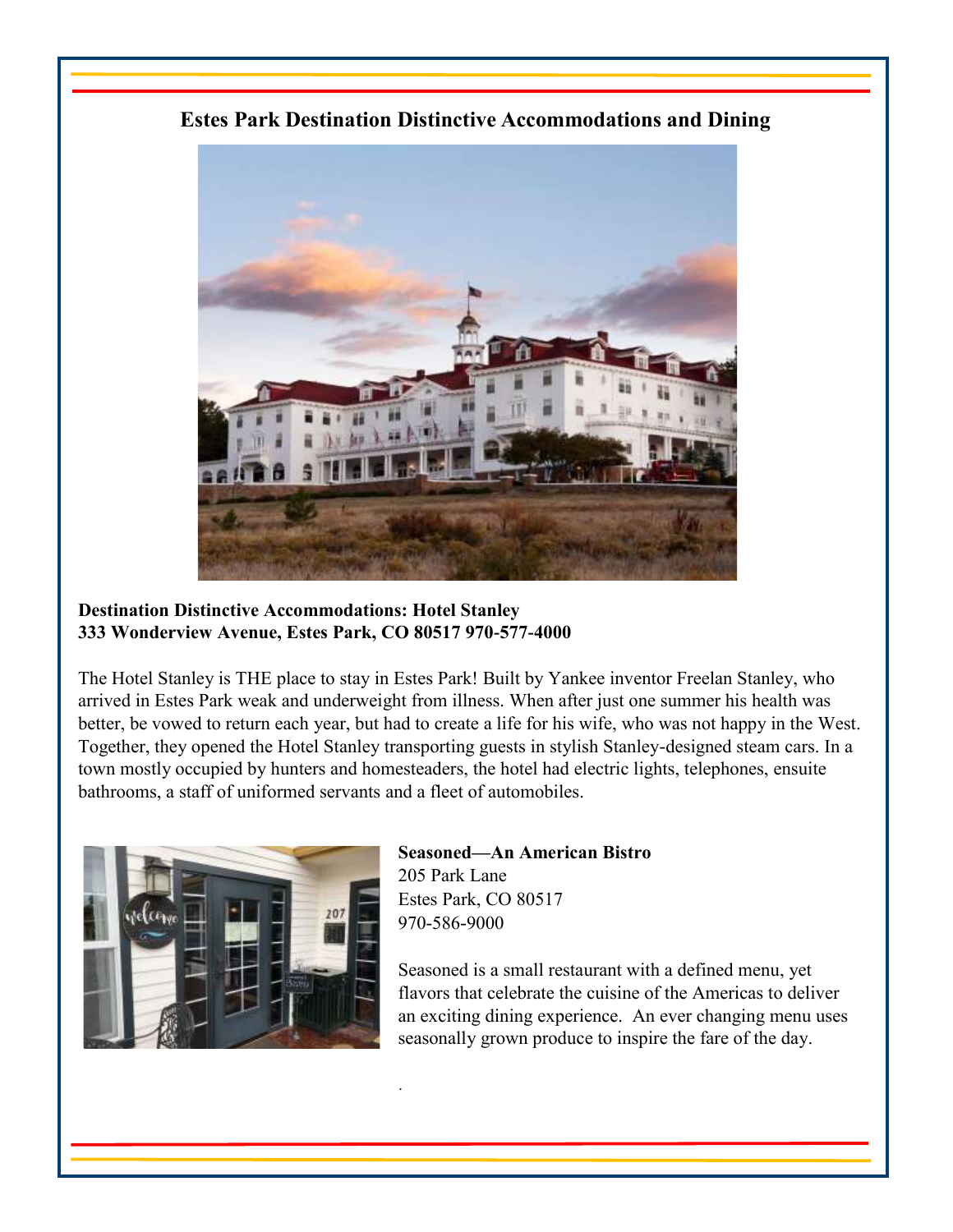## Estes Park Destination Distinctive Accommodations and Dining

**Destination Distinctive Accommodations: Hotel Stanley**
**333 Wonderview Avenue, Estes Park, CO 80517 970-577-4000**

The Hotel Stanley is THE place to stay in Estes Park! Built by Yankee inventor Freelan Stanley, who arrived in Estes Park weak and underweight from illness. When after just one summer his health was better, be vowed to return each year, but had to create a life for his wife, who was not happy in the West. Together, they opened the Hotel Stanley transporting guests in stylish Stanley-designed steam cars. In a town mostly occupied by hunters and homesteaders, the hotel had electric lights, telephones, ensuite bathrooms, a staff of uniformed servants and a fleet of automobiles.

**Seasoned—An American Bistro**
205 Park Lane
Estes Park, CO 80517
970-586-9000

Seasoned is a small restaurant with a defined menu, yet flavors that celebrate the cuisine of the Americas to deliver an exciting dining experience. An ever changing menu uses seasonally grown produce to inspire the fare of the day.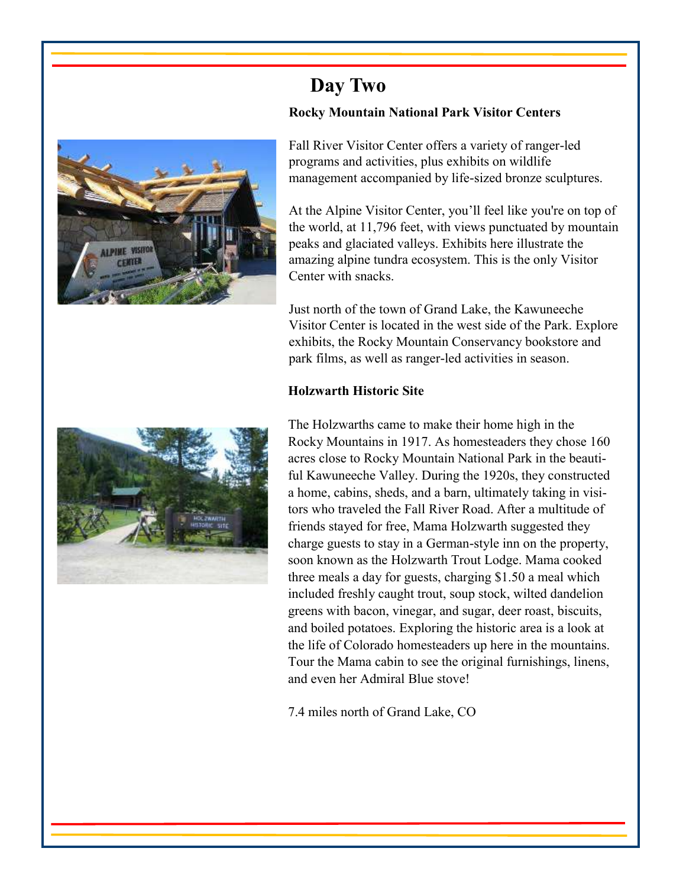# Day Two

### Rocky Mountain National Park Visitor Centers

Fall River Visitor Center offers a variety of ranger-led programs and activities, plus exhibits on wildlife management accompanied by life-sized bronze sculptures.

At the Alpine Visitor Center, you'll feel like you're on top of the world, at 11,796 feet, with views punctuated by mountain peaks and glaciated valleys. Exhibits here illustrate the amazing alpine tundra ecosystem. This is the only Visitor Center with snacks.

Just north of the town of Grand Lake, the Kawuneeche Visitor Center is located in the west side of the Park. Explore exhibits, the Rocky Mountain Conservancy bookstore and park films, as well as ranger-led activities in season.

### Holzwarth Historic Site

The Holzwarths came to make their home high in the Rocky Mountains in 1917. As homesteaders they chose 160 acres close to Rocky Mountain National Park in the beautiful Kawuneeche Valley. During the 1920s, they constructed a home, cabins, sheds, and a barn, ultimately taking in visitors who traveled the Fall River Road. After a multitude of friends stayed for free, Mama Holzwarth suggested they charge guests to stay in a German-style inn on the property, soon known as the Holzwarth Trout Lodge. Mama cooked three meals a day for guests, charging $1.50 a meal which included freshly caught trout, soup stock, wilted dandelion greens with bacon, vinegar, and sugar, deer roast, biscuits, and boiled potatoes. Exploring the historic area is a look at the life of Colorado homesteaders up here in the mountains. Tour the Mama cabin to see the original furnishings, linens, and even her Admiral Blue stove!

7.4 miles north of Grand Lake, CO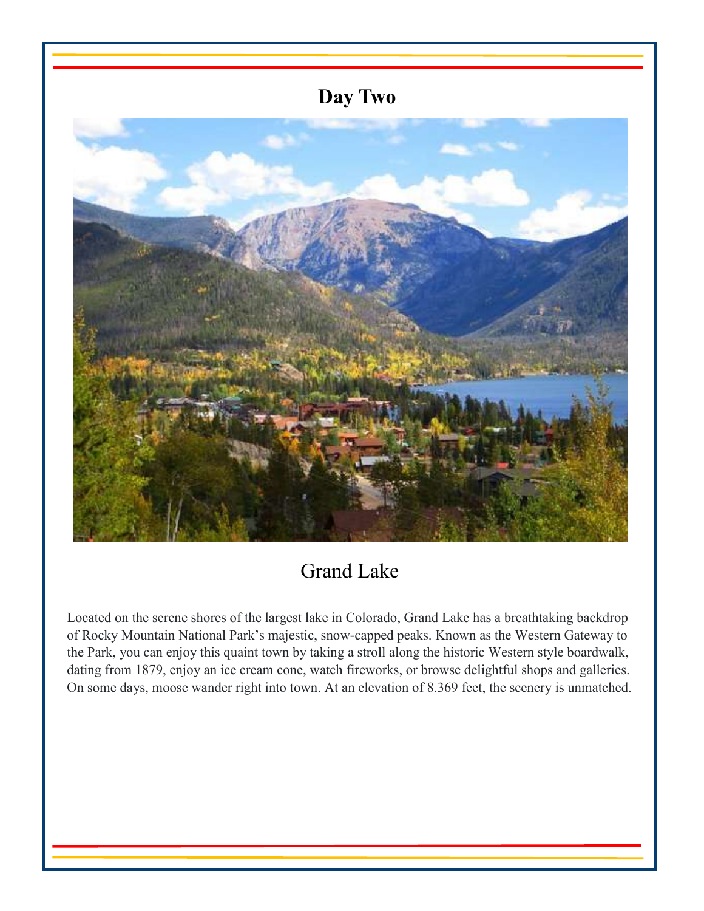# Day Two

## Grand Lake

Located on the serene shores of the largest lake in Colorado, Grand Lake has a breathtaking backdrop of Rocky Mountain National Park's majestic, snow-capped peaks. Known as the Western Gateway to the Park, you can enjoy this quaint town by taking a stroll along the historic Western style boardwalk, dating from 1879, enjoy an ice cream cone, watch fireworks, or browse delightful shops and galleries. On some days, moose wander right into town. At an elevation of 8.369 feet, the scenery is unmatched.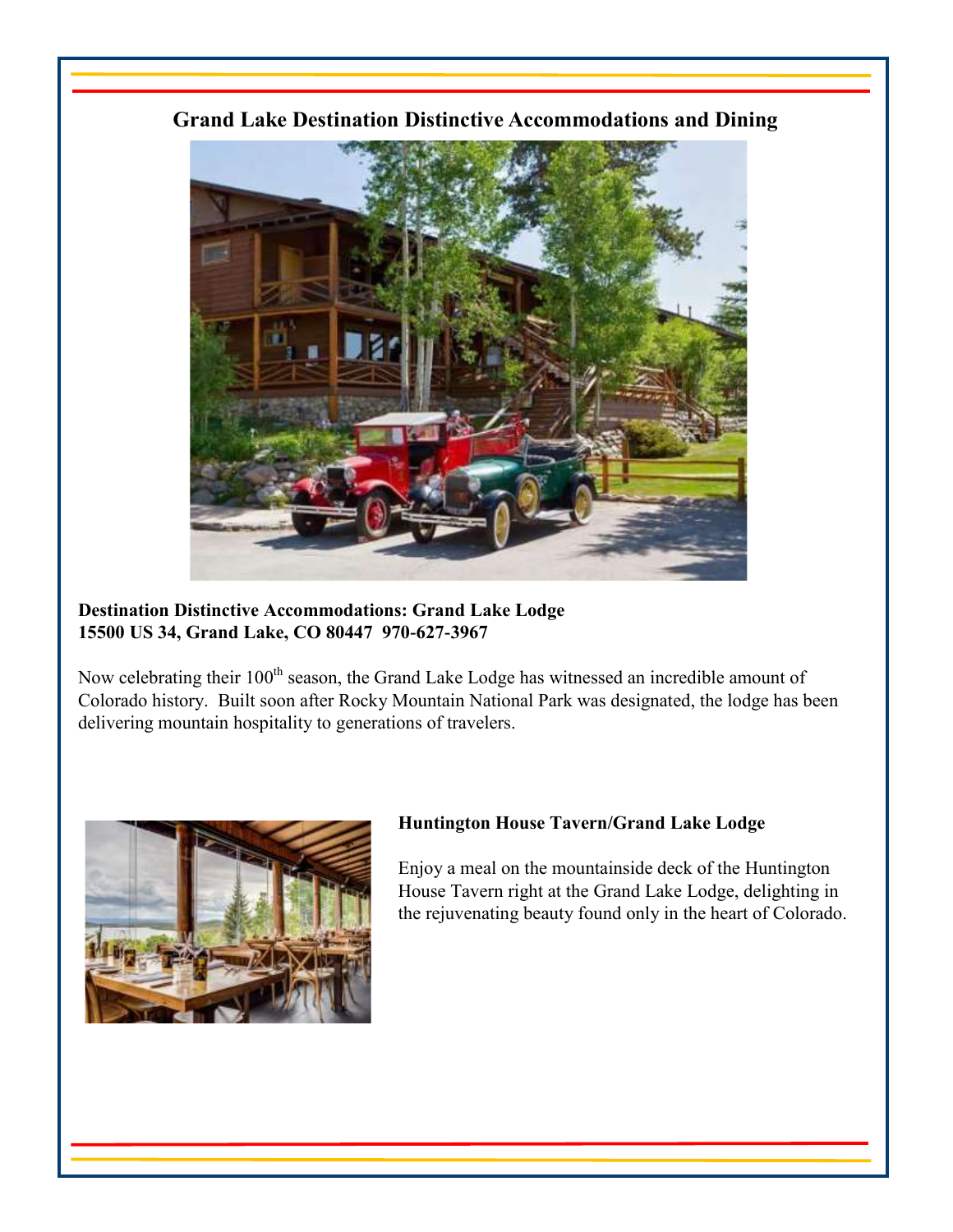## Grand Lake Destination Distinctive Accommodations and Dining

**Destination Distinctive Accommodations: Grand Lake Lodge**
**15500 US 34, Grand Lake, CO 80447 970-627-3967**

Now celebrating their 100th season, the Grand Lake Lodge has witnessed an incredible amount of Colorado history. Built soon after Rocky Mountain National Park was designated, the lodge has been delivering mountain hospitality to generations of travelers.

**Huntington House Tavern/Grand Lake Lodge**

Enjoy a meal on the mountainside deck of the Huntington House Tavern right at the Grand Lake Lodge, delighting in the rejuvenating beauty found only in the heart of Colorado.